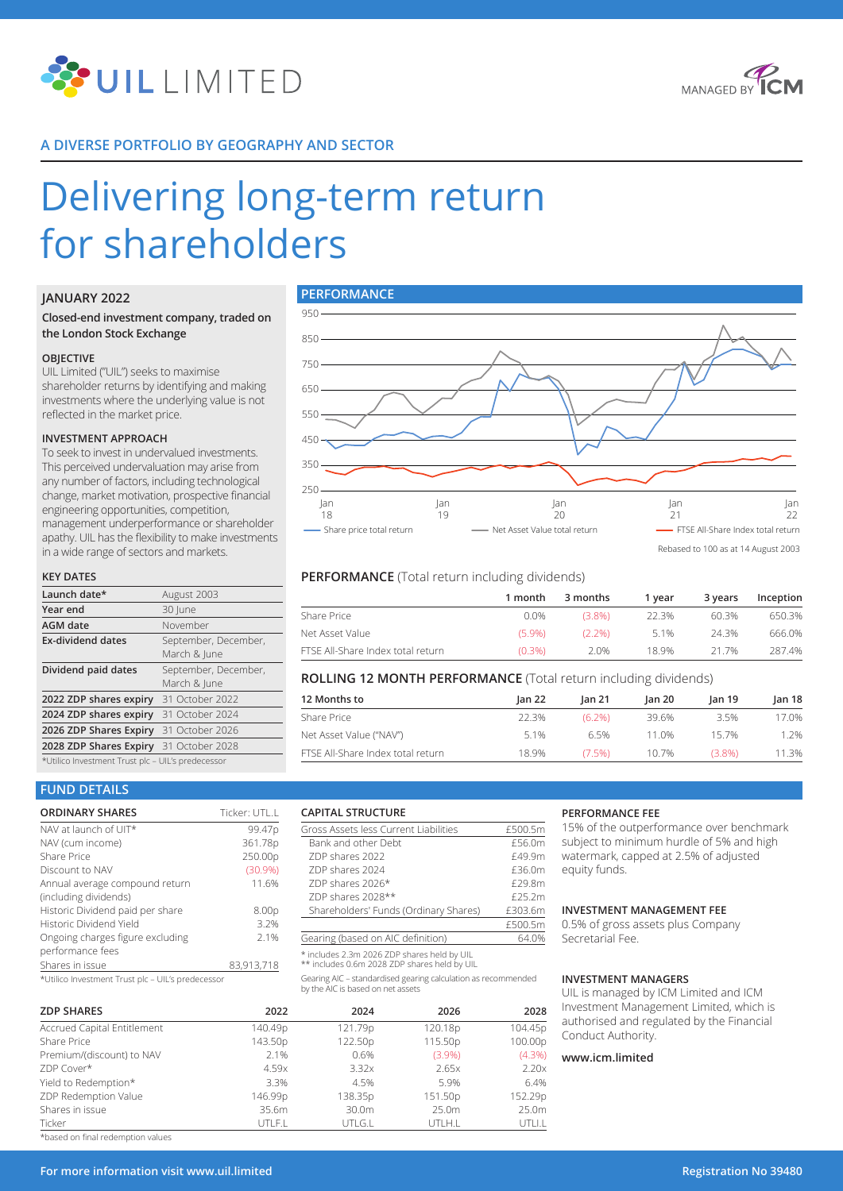# UIL LIMITED

MANAGED BY ICM

## A DIVERSE PORTFOLIO BY GEOGRAPHY AND SECTOR

# Delivering long-term return for shareholders

### JANUARY 2022

**Closed-end investment company, traded on the London Stock Exchange**

#### OBJECTIVE

UIL Limited ("UIL") seeks to maximise shareholder returns by identifying and making investments where the underlying value is not reflected in the market price.

#### INVESTMENT APPROACH

To seek to invest in undervalued investments. This perceived undervaluation may arise from any number of factors, including technological change, market motivation, prospective financial engineering opportunities, competition, management underperformance or shareholder apathy. UIL has the flexibility to make investments in a wide range of sectors and markets.

#### KEY DATES

| | |
|---|---|
| **Launch date*** | August 2003 |
| **Year end** | 30 June |
| **AGM date** | November |
| **Ex-dividend dates** | September, December, March & June |
| **Dividend paid dates** | September, December, March & June |
| **2022 ZDP shares expiry** | 31 October 2022 |
| **2024 ZDP shares expiry** | 31 October 2024 |
| **2026 ZDP Shares Expiry** | 31 October 2026 |
| **2028 ZDP Shares Expiry** | 31 October 2028 |

*Utilico Investment Trust plc – UIL's predecessor

### PERFORMANCE

Share price total return — Net Asset Value total return — FTSE All-Share Index total return

Rebased to 100 as at 14 August 2003

### PERFORMANCE (Total return including dividends)

| | 1 month | 3 months | 1 year | 3 years | Inception |
|---|---|---|---|---|---|
| Share Price | 0.0% | (3.8%) | 22.3% | 60.3% | 650.3% |
| Net Asset Value | (5.9%) | (2.2%) | 5.1% | 24.3% | 666.0% |
| FTSE All-Share Index total return | (0.3%) | 2.0% | 18.9% | 21.7% | 287.4% |

### ROLLING 12 MONTH PERFORMANCE (Total return including dividends)

| 12 Months to | Jan 22 | Jan 21 | Jan 20 | Jan 19 | Jan 18 |
|---|---|---|---|---|---|
| Share Price | 22.3% | (6.2%) | 39.6% | 3.5% | 17.0% |
| Net Asset Value ("NAV") | 5.1% | 6.5% | 11.0% | 15.7% | 1.2% |
| FTSE All-Share Index total return | 18.9% | (7.5%) | 10.7% | (3.8%) | 11.3% |

## FUND DETAILS

| ORDINARY SHARES | Ticker: UTL.L |
|---|---|
| NAV at launch of UIT* | 99.47p |
| NAV (cum income) | 361.78p |
| Share Price | 250.00p |
| Discount to NAV | (30.9%) |
| Annual average compound return (including dividends) | 11.6% |
| Historic Dividend paid per share | 8.00p |
| Historic Dividend Yield | 3.2% |
| Ongoing charges figure excluding performance fees | 2.1% |
| Shares in issue | 83,913,718 |

*Utilico Investment Trust plc – UIL's predecessor

#### CAPITAL STRUCTURE

| | |
|---|---|
| Gross Assets less Current Liabilities | £500.5m |
| Bank and other Debt | £56.0m |
| ZDP shares 2022 | £49.9m |
| ZDP shares 2024 | £36.0m |
| ZDP shares 2026* | £29.8m |
| ZDP shares 2028** | £25.2m |
| Shareholders' Funds (Ordinary Shares) | £303.6m |
| | £500.5m |
| Gearing (based on AIC definition) | 64.0% |

\* includes 2.3m 2026 ZDP shares held by UIL
\*\* includes 0.6m 2028 ZDP shares held by UIL

Gearing AIC – standardised gearing calculation as recommended by the AIC is based on net assets

| ZDP SHARES | 2022 | 2024 | 2026 | 2028 |
|---|---|---|---|---|
| Accrued Capital Entitlement | 140.49p | 121.79p | 120.18p | 104.45p |
| Share Price | 143.50p | 122.50p | 115.50p | 100.00p |
| Premium/(discount) to NAV | 2.1% | 0.6% | (3.9%) | (4.3%) |
| ZDP Cover* | 4.59x | 3.32x | 2.65x | 2.20x |
| Yield to Redemption* | 3.3% | 4.5% | 5.9% | 6.4% |
| ZDP Redemption Value | 146.99p | 138.35p | 151.50p | 152.29p |
| Shares in issue | 35.6m | 30.0m | 25.0m | 25.0m |
| Ticker | UTLF.L | UTLG.L | UTLH.L | UTLI.L |

*based on final redemption values

#### PERFORMANCE FEE

15% of the outperformance over benchmark subject to minimum hurdle of 5% and high watermark, capped at 2.5% of adjusted equity funds.

#### INVESTMENT MANAGEMENT FEE

0.5% of gross assets plus Company Secretarial Fee.

#### INVESTMENT MANAGERS

UIL is managed by ICM Limited and ICM Investment Management Limited, which is authorised and regulated by the Financial Conduct Authority.

**www.icm.limited**

**For more information visit www.uil.limited**

**Registration No 39480**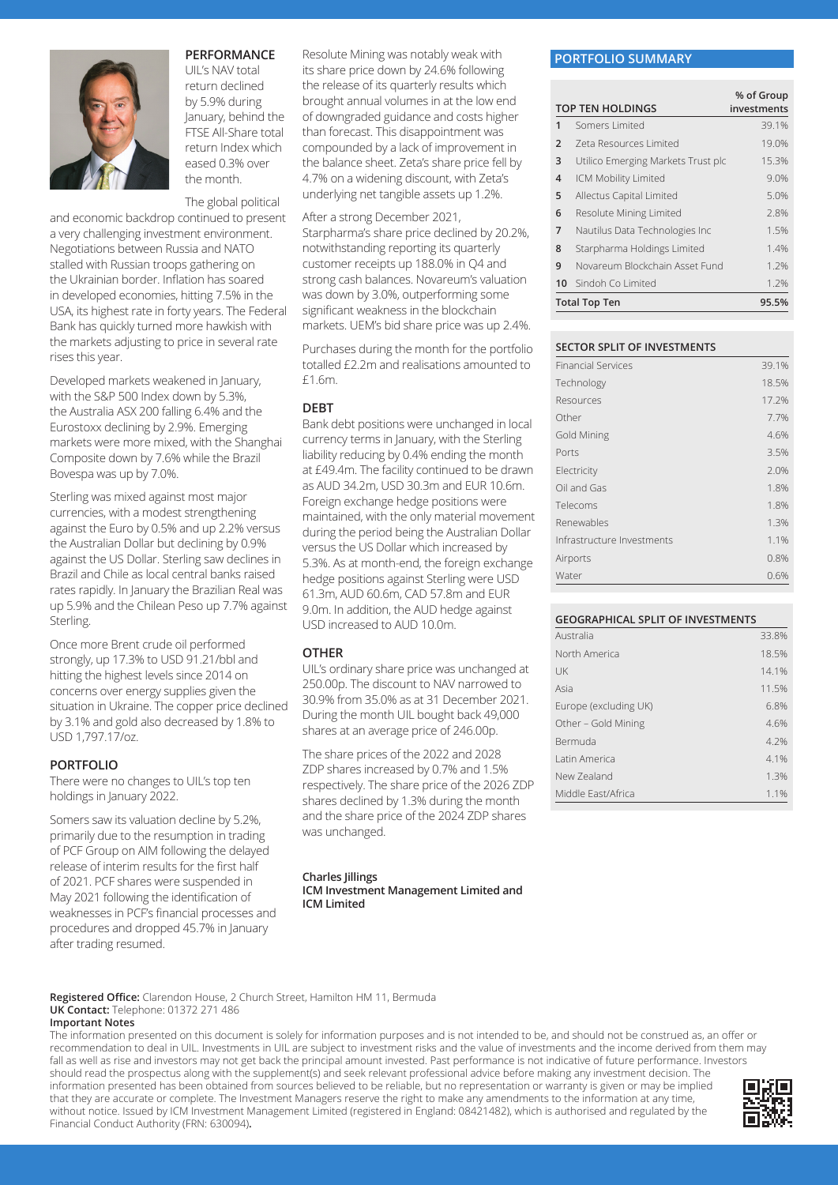## PERFORMANCE

UIL's NAV total return declined by 5.9% during January, behind the FTSE All-Share total return Index which eased 0.3% over the month.

The global political and economic backdrop continued to present a very challenging investment environment. Negotiations between Russia and NATO stalled with Russian troops gathering on the Ukrainian border. Inflation has soared in developed economies, hitting 7.5% in the USA, its highest rate in forty years. The Federal Bank has quickly turned more hawkish with the markets adjusting to price in several rate rises this year.

Developed markets weakened in January, with the S&P 500 Index down by 5.3%, the Australia ASX 200 falling 6.4% and the Eurostoxx declining by 2.9%. Emerging markets were more mixed, with the Shanghai Composite down by 7.6% while the Brazil Bovespa was up by 7.0%.

Sterling was mixed against most major currencies, with a modest strengthening against the Euro by 0.5% and up 2.2% versus the Australian Dollar but declining by 0.9% against the US Dollar. Sterling saw declines in Brazil and Chile as local central banks raised rates rapidly. In January the Brazilian Real was up 5.9% and the Chilean Peso up 7.7% against Sterling.

Once more Brent crude oil performed strongly, up 17.3% to USD 91.21/bbl and hitting the highest levels since 2014 on concerns over energy supplies given the situation in Ukraine. The copper price declined by 3.1% and gold also decreased by 1.8% to USD 1,797.17/oz.

## PORTFOLIO

There were no changes to UIL's top ten holdings in January 2022.

Somers saw its valuation decline by 5.2%, primarily due to the resumption in trading of PCF Group on AIM following the delayed release of interim results for the first half of 2021. PCF shares were suspended in May 2021 following the identification of weaknesses in PCF's financial processes and procedures and dropped 45.7% in January after trading resumed.

Resolute Mining was notably weak with its share price down by 24.6% following the release of its quarterly results which brought annual volumes in at the low end of downgraded guidance and costs higher than forecast. This disappointment was compounded by a lack of improvement in the balance sheet. Zeta's share price fell by 4.7% on a widening discount, with Zeta's underlying net tangible assets up 1.2%.

After a strong December 2021, Starpharma's share price declined by 20.2%, notwithstanding reporting its quarterly customer receipts up 188.0% in Q4 and strong cash balances. Novareum's valuation was down by 3.0%, outperforming some significant weakness in the blockchain markets. UEM's bid share price was up 2.4%.

Purchases during the month for the portfolio totalled £2.2m and realisations amounted to £1.6m.

## DEBT

Bank debt positions were unchanged in local currency terms in January, with the Sterling liability reducing by 0.4% ending the month at £49.4m. The facility continued to be drawn as AUD 34.2m, USD 30.3m and EUR 10.6m. Foreign exchange hedge positions were maintained, with the only material movement during the period being the Australian Dollar versus the US Dollar which increased by 5.3%. As at month-end, the foreign exchange hedge positions against Sterling were USD 61.3m, AUD 60.6m, CAD 57.8m and EUR 9.0m. In addition, the AUD hedge against USD increased to AUD 10.0m.

## OTHER

UIL's ordinary share price was unchanged at 250.00p. The discount to NAV narrowed to 30.9% from 35.0% as at 31 December 2021. During the month UIL bought back 49,000 shares at an average price of 246.00p.

The share prices of the 2022 and 2028 ZDP shares increased by 0.7% and 1.5% respectively. The share price of the 2026 ZDP shares declined by 1.3% during the month and the share price of the 2024 ZDP shares was unchanged.

**Charles Jillings**
**ICM Investment Management Limited and ICM Limited**

## PORTFOLIO SUMMARY

| | TOP TEN HOLDINGS | % of Group investments |
|---|---|---|
| 1 | Somers Limited | 39.1% |
| 2 | Zeta Resources Limited | 19.0% |
| 3 | Utilico Emerging Markets Trust plc | 15.3% |
| 4 | ICM Mobility Limited | 9.0% |
| 5 | Allectus Capital Limited | 5.0% |
| 6 | Resolute Mining Limited | 2.8% |
| 7 | Nautilus Data Technologies Inc | 1.5% |
| 8 | Starpharma Holdings Limited | 1.4% |
| 9 | Novareum Blockchain Asset Fund | 1.2% |
| 10 | Sindoh Co Limited | 1.2% |
| **Total Top Ten** | | **95.5%** |

| SECTOR SPLIT OF INVESTMENTS | |
|---|---|
| Financial Services | 39.1% |
| Technology | 18.5% |
| Resources | 17.2% |
| Other | 7.7% |
| Gold Mining | 4.6% |
| Ports | 3.5% |
| Electricity | 2.0% |
| Oil and Gas | 1.8% |
| Telecoms | 1.8% |
| Renewables | 1.3% |
| Infrastructure Investments | 1.1% |
| Airports | 0.8% |
| Water | 0.6% |

| GEOGRAPHICAL SPLIT OF INVESTMENTS | |
|---|---|
| Australia | 33.8% |
| North America | 18.5% |
| UK | 14.1% |
| Asia | 11.5% |
| Europe (excluding UK) | 6.8% |
| Other – Gold Mining | 4.6% |
| Bermuda | 4.2% |
| Latin America | 4.1% |
| New Zealand | 1.3% |
| Middle East/Africa | 1.1% |

**Registered Office:** Clarendon House, 2 Church Street, Hamilton HM 11, Bermuda
**UK Contact:** Telephone: 01372 271 486
**Important Notes**
The information presented on this document is solely for information purposes and is not intended to be, and should not be construed as, an offer or recommendation to deal in UIL. Investments in UIL are subject to investment risks and the value of investments and the income derived from them may fall as well as rise and investors may not get back the principal amount invested. Past performance is not indicative of future performance. Investors should read the prospectus along with the supplement(s) and seek relevant professional advice before making any investment decision. The information presented has been obtained from sources believed to be reliable, but no representation or warranty is given or may be implied that they are accurate or complete. The Investment Managers reserve the right to make any amendments to the information at any time, without notice. Issued by ICM Investment Management Limited (registered in England: 08421482), which is authorised and regulated by the Financial Conduct Authority (FRN: 630094).